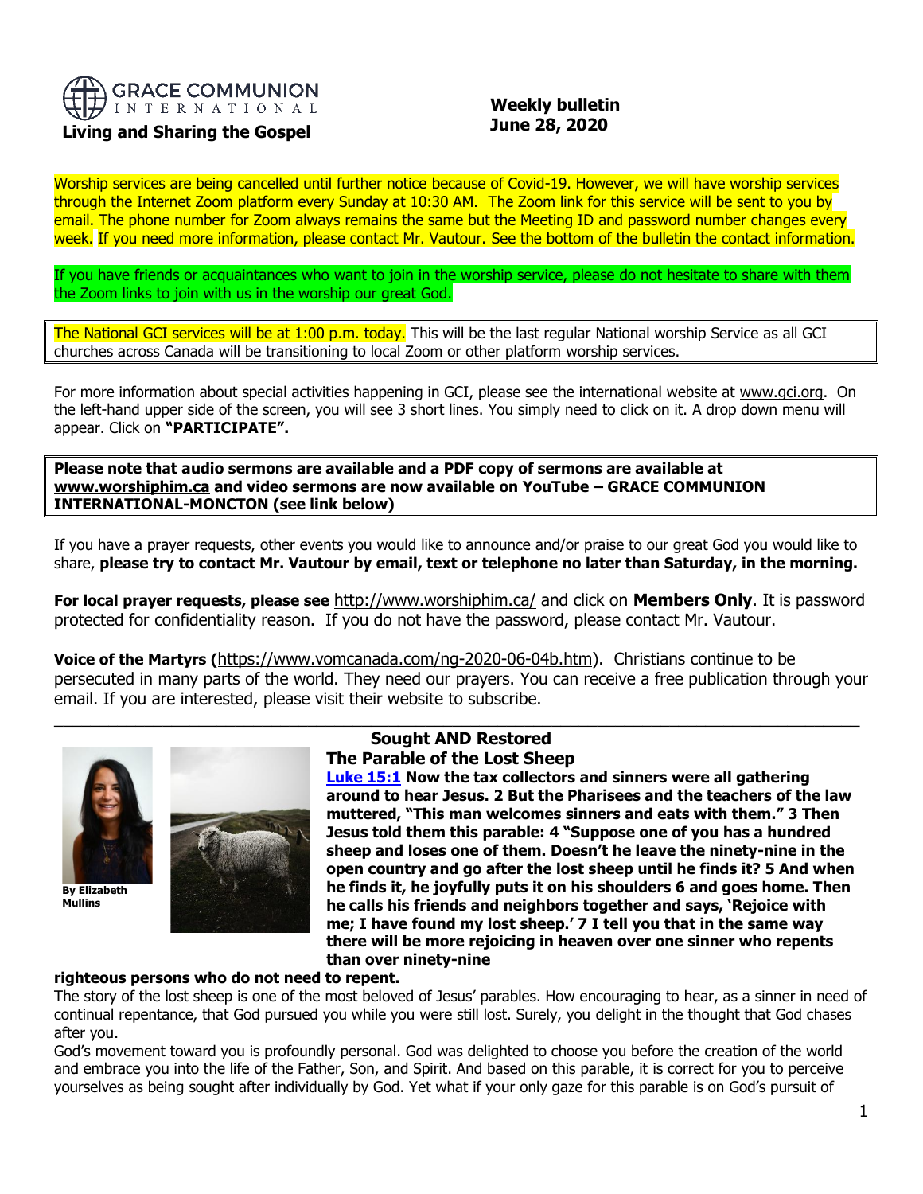**GRACE COMMUNION INTERNATIONAL**

**Living and Sharing the Gospel**

**Weekly bulletin**
**June 28, 2020**

Worship services are being cancelled until further notice because of Covid-19. However, we will have worship services through the Internet Zoom platform every Sunday at 10:30 AM. The Zoom link for this service will be sent to you by email. The phone number for Zoom always remains the same but the Meeting ID and password number changes every week. If you need more information, please contact Mr. Vautour. See the bottom of the bulletin the contact information.

If you have friends or acquaintances who want to join in the worship service, please do not hesitate to share with them the Zoom links to join with us in the worship our great God.

The National GCI services will be at 1:00 p.m. today. This will be the last regular National worship Service as all GCI churches across Canada will be transitioning to local Zoom or other platform worship services.

For more information about special activities happening in GCI, please see the international website at www.gci.org. On the left-hand upper side of the screen, you will see 3 short lines. You simply need to click on it. A drop down menu will appear. Click on **"PARTICIPATE".**

**Please note that audio sermons are available and a PDF copy of sermons are available at www.worshiphim.ca and video sermons are now available on YouTube – GRACE COMMUNION INTERNATIONAL-MONCTON (see link below)**

If you have a prayer requests, other events you would like to announce and/or praise to our great God you would like to share, **please try to contact Mr. Vautour by email, text or telephone no later than Saturday, in the morning.**

**For local prayer requests, please see** http://www.worshiphim.ca/ and click on **Members Only**. It is password protected for confidentiality reason. If you do not have the password, please contact Mr. Vautour.

**Voice of the Martyrs (**https://www.vomcanada.com/ng-2020-06-04b.htm). Christians continue to be persecuted in many parts of the world. They need our prayers. You can receive a free publication through your email. If you are interested, please visit their website to subscribe.

---

## Sought AND Restored

### The Parable of the Lost Sheep

By Elizabeth Mullins

**Luke 15:1 Now the tax collectors and sinners were all gathering around to hear Jesus. 2 But the Pharisees and the teachers of the law muttered, "This man welcomes sinners and eats with them." 3 Then Jesus told them this parable: 4 "Suppose one of you has a hundred sheep and loses one of them. Doesn't he leave the ninety-nine in the open country and go after the lost sheep until he finds it? 5 And when he finds it, he joyfully puts it on his shoulders 6 and goes home. Then he calls his friends and neighbors together and says, 'Rejoice with me; I have found my lost sheep.' 7 I tell you that in the same way there will be more rejoicing in heaven over one sinner who repents than over ninety-nine righteous persons who do not need to repent.**

The story of the lost sheep is one of the most beloved of Jesus' parables. How encouraging to hear, as a sinner in need of continual repentance, that God pursued you while you were still lost. Surely, you delight in the thought that God chases after you.

God's movement toward you is profoundly personal. God was delighted to choose you before the creation of the world and embrace you into the life of the Father, Son, and Spirit. And based on this parable, it is correct for you to perceive yourselves as being sought after individually by God. Yet what if your only gaze for this parable is on God's pursuit of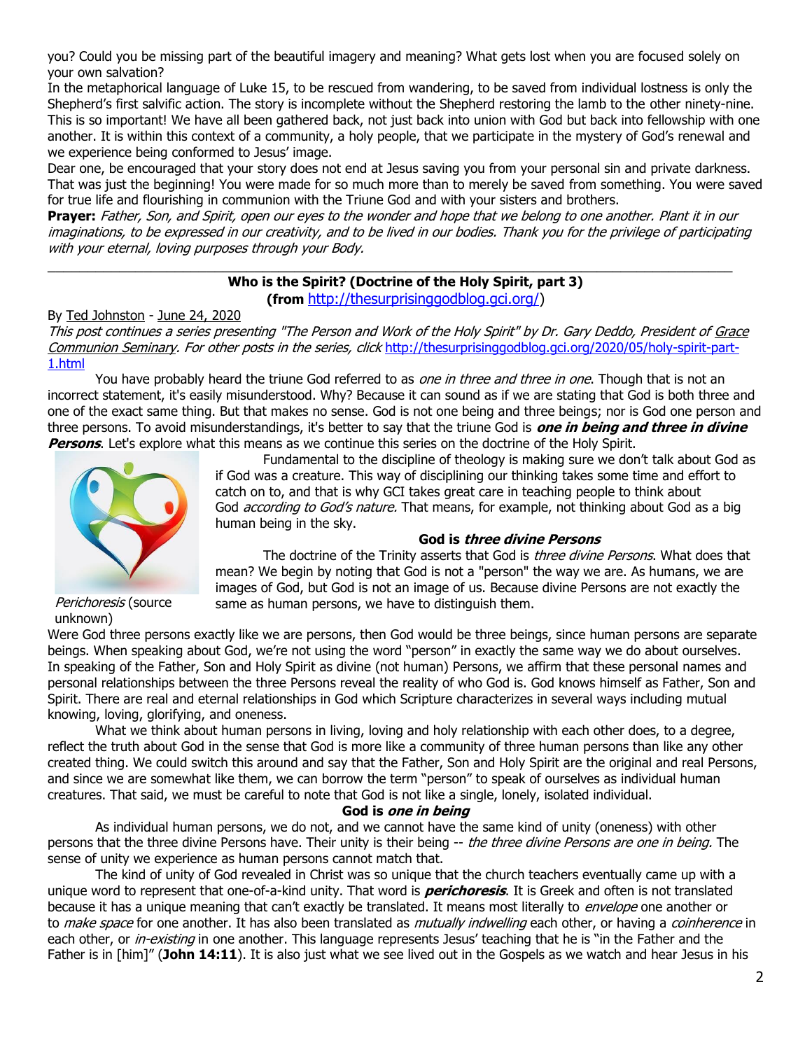you? Could you be missing part of the beautiful imagery and meaning? What gets lost when you are focused solely on your own salvation?

In the metaphorical language of Luke 15, to be rescued from wandering, to be saved from individual lostness is only the Shepherd's first salvific action. The story is incomplete without the Shepherd restoring the lamb to the other ninety-nine. This is so important! We have all been gathered back, not just back into union with God but back into fellowship with one another. It is within this context of a community, a holy people, that we participate in the mystery of God's renewal and we experience being conformed to Jesus' image.

Dear one, be encouraged that your story does not end at Jesus saving you from your personal sin and private darkness. That was just the beginning! You were made for so much more than to merely be saved from something. You were saved for true life and flourishing in communion with the Triune God and with your sisters and brothers.

**Prayer:** *Father, Son, and Spirit, open our eyes to the wonder and hope that we belong to one another. Plant it in our imaginations, to be expressed in our creativity, and to be lived in our bodies. Thank you for the privilege of participating with your eternal, loving purposes through your Body.*

---

## Who is the Spirit? (Doctrine of the Holy Spirit, part 3)
**(from http://thesurprisinggodblog.gci.org/)**

By Ted Johnston - June 24, 2020

*This post continues a series presenting "The Person and Work of the Holy Spirit" by Dr. Gary Deddo, President of Grace Communion Seminary. For other posts in the series, click* http://thesurprisinggodblog.gci.org/2020/05/holy-spirit-part-1.html

You have probably heard the triune God referred to as *one in three and three in one*. Though that is not an incorrect statement, it's easily misunderstood. Why? Because it can sound as if we are stating that God is both three and one of the exact same thing. But that makes no sense. God is not one being and three beings; nor is God one person and three persons. To avoid misunderstandings, it's better to say that the triune God is ***one in being and three in divine Persons***. Let's explore what this means as we continue this series on the doctrine of the Holy Spirit.

*Perichoresis* (source unknown)

Fundamental to the discipline of theology is making sure we don't talk about God as if God was a creature. This way of disciplining our thinking takes some time and effort to catch on to, and that is why GCI takes great care in teaching people to think about God *according to God's nature.* That means, for example, not thinking about God as a big human being in the sky.

### God is *three divine Persons*

The doctrine of the Trinity asserts that God is *three divine Persons*. What does that mean? We begin by noting that God is not a "person" the way we are. As humans, we are images of God, but God is not an image of us. Because divine Persons are not exactly the same as human persons, we have to distinguish them.

Were God three persons exactly like we are persons, then God would be three beings, since human persons are separate beings. When speaking about God, we're not using the word "person" in exactly the same way we do about ourselves. In speaking of the Father, Son and Holy Spirit as divine (not human) Persons, we affirm that these personal names and personal relationships between the three Persons reveal the reality of who God is. God knows himself as Father, Son and Spirit. There are real and eternal relationships in God which Scripture characterizes in several ways including mutual knowing, loving, glorifying, and oneness.

What we think about human persons in living, loving and holy relationship with each other does, to a degree, reflect the truth about God in the sense that God is more like a community of three human persons than like any other created thing. We could switch this around and say that the Father, Son and Holy Spirit are the original and real Persons, and since we are somewhat like them, we can borrow the term "person" to speak of ourselves as individual human creatures. That said, we must be careful to note that God is not like a single, lonely, isolated individual.

### God is *one in being*

As individual human persons, we do not, and we cannot have the same kind of unity (oneness) with other persons that the three divine Persons have. Their unity is their being -- *the three divine Persons are one in being.* The sense of unity we experience as human persons cannot match that.

The kind of unity of God revealed in Christ was so unique that the church teachers eventually came up with a unique word to represent that one-of-a-kind unity. That word is ***perichoresis***. It is Greek and often is not translated because it has a unique meaning that can't exactly be translated. It means most literally to *envelope* one another or to *make space* for one another. It has also been translated as *mutually indwelling* each other, or having a *coinherence* in each other, or *in-existing* in one another. This language represents Jesus' teaching that he is "in the Father and the Father is in [him]" (**John 14:11**). It is also just what we see lived out in the Gospels as we watch and hear Jesus in his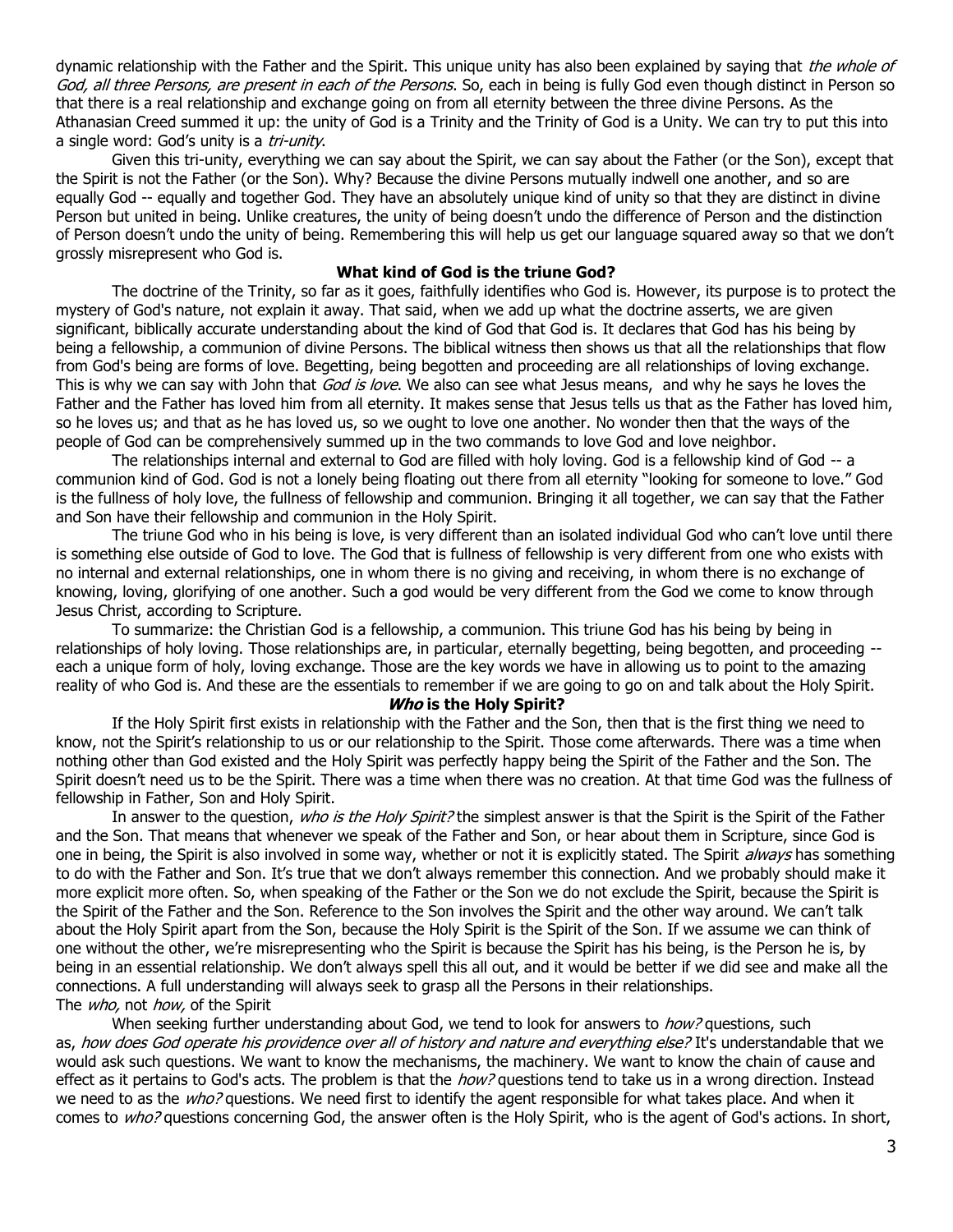dynamic relationship with the Father and the Spirit. This unique unity has also been explained by saying that *the whole of God, all three Persons, are present in each of the Persons*. So, each in being is fully God even though distinct in Person so that there is a real relationship and exchange going on from all eternity between the three divine Persons. As the Athanasian Creed summed it up: the unity of God is a Trinity and the Trinity of God is a Unity. We can try to put this into a single word: God's unity is a *tri-unity*.

Given this tri-unity, everything we can say about the Spirit, we can say about the Father (or the Son), except that the Spirit is not the Father (or the Son). Why? Because the divine Persons mutually indwell one another, and so are equally God -- equally and together God. They have an absolutely unique kind of unity so that they are distinct in divine Person but united in being. Unlike creatures, the unity of being doesn't undo the difference of Person and the distinction of Person doesn't undo the unity of being. Remembering this will help us get our language squared away so that we don't grossly misrepresent who God is.

**What kind of God is the triune God?**

The doctrine of the Trinity, so far as it goes, faithfully identifies who God is. However, its purpose is to protect the mystery of God's nature, not explain it away. That said, when we add up what the doctrine asserts, we are given significant, biblically accurate understanding about the kind of God that God is. It declares that God has his being by being a fellowship, a communion of divine Persons. The biblical witness then shows us that all the relationships that flow from God's being are forms of love. Begetting, being begotten and proceeding are all relationships of loving exchange. This is why we can say with John that *God is love*. We also can see what Jesus means, and why he says he loves the Father and the Father has loved him from all eternity. It makes sense that Jesus tells us that as the Father has loved him, so he loves us; and that as he has loved us, so we ought to love one another. No wonder then that the ways of the people of God can be comprehensively summed up in the two commands to love God and love neighbor.

The relationships internal and external to God are filled with holy loving. God is a fellowship kind of God -- a communion kind of God. God is not a lonely being floating out there from all eternity "looking for someone to love." God is the fullness of holy love, the fullness of fellowship and communion. Bringing it all together, we can say that the Father and Son have their fellowship and communion in the Holy Spirit.

The triune God who in his being is love, is very different than an isolated individual God who can't love until there is something else outside of God to love. The God that is fullness of fellowship is very different from one who exists with no internal and external relationships, one in whom there is no giving and receiving, in whom there is no exchange of knowing, loving, glorifying of one another. Such a god would be very different from the God we come to know through Jesus Christ, according to Scripture.

To summarize: the Christian God is a fellowship, a communion. This triune God has his being by being in relationships of holy loving. Those relationships are, in particular, eternally begetting, being begotten, and proceeding -- each a unique form of holy, loving exchange. Those are the key words we have in allowing us to point to the amazing reality of who God is. And these are the essentials to remember if we are going to go on and talk about the Holy Spirit.

***Who* is the Holy Spirit?**

If the Holy Spirit first exists in relationship with the Father and the Son, then that is the first thing we need to know, not the Spirit's relationship to us or our relationship to the Spirit. Those come afterwards. There was a time when nothing other than God existed and the Holy Spirit was perfectly happy being the Spirit of the Father and the Son. The Spirit doesn't need us to be the Spirit. There was a time when there was no creation. At that time God was the fullness of fellowship in Father, Son and Holy Spirit.

In answer to the question, *who is the Holy Spirit?* the simplest answer is that the Spirit is the Spirit of the Father and the Son. That means that whenever we speak of the Father and Son, or hear about them in Scripture, since God is one in being, the Spirit is also involved in some way, whether or not it is explicitly stated. The Spirit *always* has something to do with the Father and Son. It's true that we don't always remember this connection. And we probably should make it more explicit more often. So, when speaking of the Father or the Son we do not exclude the Spirit, because the Spirit is the Spirit of the Father and the Son. Reference to the Son involves the Spirit and the other way around. We can't talk about the Holy Spirit apart from the Son, because the Holy Spirit is the Spirit of the Son. If we assume we can think of one without the other, we're misrepresenting who the Spirit is because the Spirit has his being, is the Person he is, by being in an essential relationship. We don't always spell this all out, and it would be better if we did see and make all the connections. A full understanding will always seek to grasp all the Persons in their relationships.

The *who,* not *how,* of the Spirit

When seeking further understanding about God, we tend to look for answers to *how?* questions, such as, *how does God operate his providence over all of history and nature and everything else?* It's understandable that we would ask such questions. We want to know the mechanisms, the machinery. We want to know the chain of cause and effect as it pertains to God's acts. The problem is that the *how?* questions tend to take us in a wrong direction. Instead we need to as the *who?* questions. We need first to identify the agent responsible for what takes place. And when it comes to *who?* questions concerning God, the answer often is the Holy Spirit, who is the agent of God's actions. In short,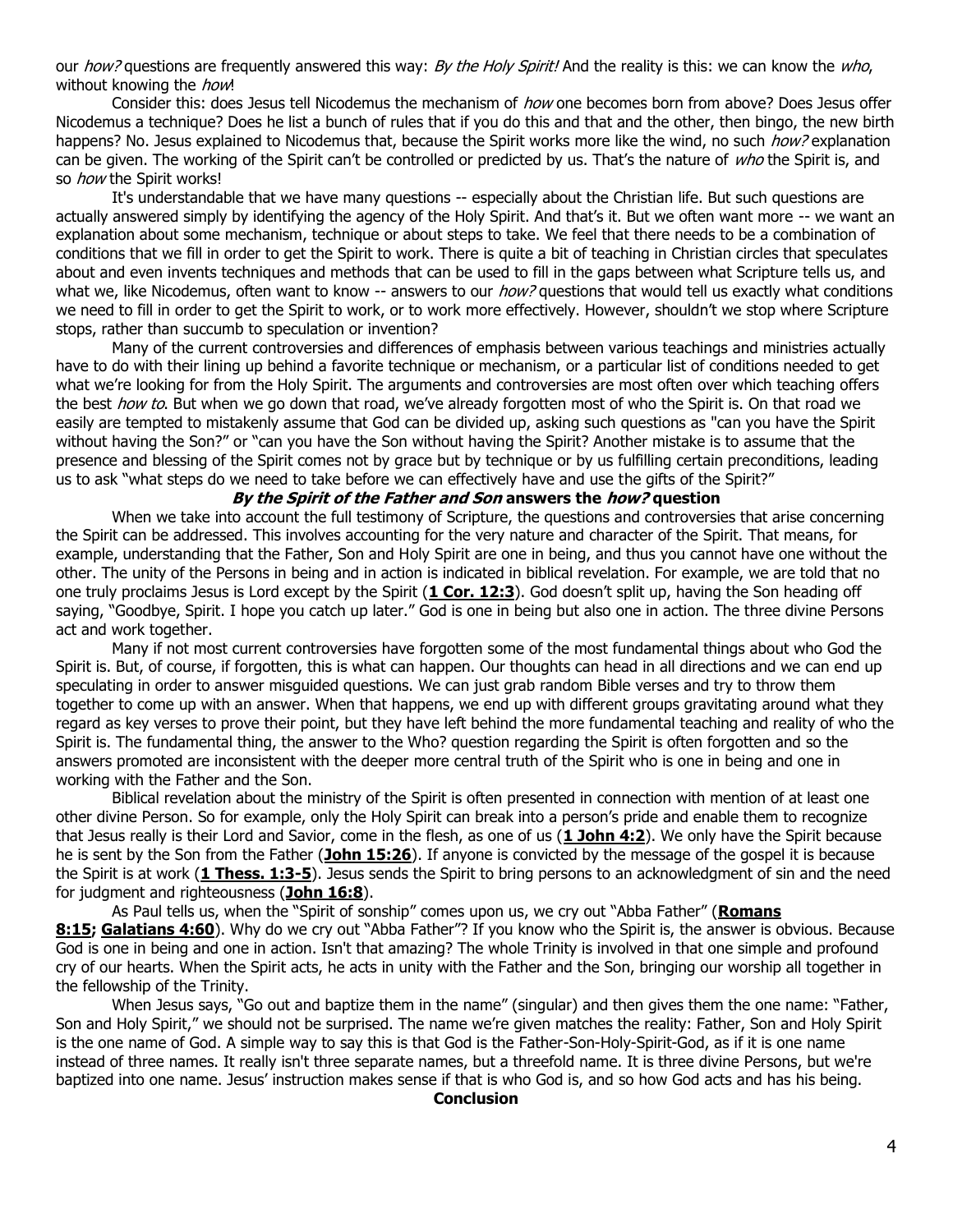our *how?* questions are frequently answered this way: *By the Holy Spirit!* And the reality is this: we can know the *who*, without knowing the *how*!

Consider this: does Jesus tell Nicodemus the mechanism of *how* one becomes born from above? Does Jesus offer Nicodemus a technique? Does he list a bunch of rules that if you do this and that and the other, then bingo, the new birth happens? No. Jesus explained to Nicodemus that, because the Spirit works more like the wind, no such *how?* explanation can be given. The working of the Spirit can't be controlled or predicted by us. That's the nature of *who* the Spirit is, and so *how* the Spirit works!

It's understandable that we have many questions -- especially about the Christian life. But such questions are actually answered simply by identifying the agency of the Holy Spirit. And that's it. But we often want more -- we want an explanation about some mechanism, technique or about steps to take. We feel that there needs to be a combination of conditions that we fill in order to get the Spirit to work. There is quite a bit of teaching in Christian circles that speculates about and even invents techniques and methods that can be used to fill in the gaps between what Scripture tells us, and what we, like Nicodemus, often want to know -- answers to our *how?* questions that would tell us exactly what conditions we need to fill in order to get the Spirit to work, or to work more effectively. However, shouldn't we stop where Scripture stops, rather than succumb to speculation or invention?

Many of the current controversies and differences of emphasis between various teachings and ministries actually have to do with their lining up behind a favorite technique or mechanism, or a particular list of conditions needed to get what we're looking for from the Holy Spirit. The arguments and controversies are most often over which teaching offers the best *how to*. But when we go down that road, we've already forgotten most of who the Spirit is. On that road we easily are tempted to mistakenly assume that God can be divided up, asking such questions as "can you have the Spirit without having the Son?" or "can you have the Son without having the Spirit? Another mistake is to assume that the presence and blessing of the Spirit comes not by grace but by technique or by us fulfilling certain preconditions, leading us to ask "what steps do we need to take before we can effectively have and use the gifts of the Spirit?"

### ***By the Spirit of the Father and Son* answers the *how?* question**

When we take into account the full testimony of Scripture, the questions and controversies that arise concerning the Spirit can be addressed. This involves accounting for the very nature and character of the Spirit. That means, for example, understanding that the Father, Son and Holy Spirit are one in being, and thus you cannot have one without the other. The unity of the Persons in being and in action is indicated in biblical revelation. For example, we are told that no one truly proclaims Jesus is Lord except by the Spirit (**1 Cor. 12:3**). God doesn't split up, having the Son heading off saying, "Goodbye, Spirit. I hope you catch up later." God is one in being but also one in action. The three divine Persons act and work together.

Many if not most current controversies have forgotten some of the most fundamental things about who God the Spirit is. But, of course, if forgotten, this is what can happen. Our thoughts can head in all directions and we can end up speculating in order to answer misguided questions. We can just grab random Bible verses and try to throw them together to come up with an answer. When that happens, we end up with different groups gravitating around what they regard as key verses to prove their point, but they have left behind the more fundamental teaching and reality of who the Spirit is. The fundamental thing, the answer to the Who? question regarding the Spirit is often forgotten and so the answers promoted are inconsistent with the deeper more central truth of the Spirit who is one in being and one in working with the Father and the Son.

Biblical revelation about the ministry of the Spirit is often presented in connection with mention of at least one other divine Person. So for example, only the Holy Spirit can break into a person's pride and enable them to recognize that Jesus really is their Lord and Savior, come in the flesh, as one of us (**1 John 4:2**). We only have the Spirit because he is sent by the Son from the Father (**John 15:26**). If anyone is convicted by the message of the gospel it is because the Spirit is at work (**1 Thess. 1:3-5**). Jesus sends the Spirit to bring persons to an acknowledgment of sin and the need for judgment and righteousness (**John 16:8**).

As Paul tells us, when the "Spirit of sonship" comes upon us, we cry out "Abba Father" (**Romans 8:15; Galatians 4:60**). Why do we cry out "Abba Father"? If you know who the Spirit is, the answer is obvious. Because God is one in being and one in action. Isn't that amazing? The whole Trinity is involved in that one simple and profound cry of our hearts. When the Spirit acts, he acts in unity with the Father and the Son, bringing our worship all together in the fellowship of the Trinity.

When Jesus says, "Go out and baptize them in the name" (singular) and then gives them the one name: "Father, Son and Holy Spirit," we should not be surprised. The name we're given matches the reality: Father, Son and Holy Spirit is the one name of God. A simple way to say this is that God is the Father-Son-Holy-Spirit-God, as if it is one name instead of three names. It really isn't three separate names, but a threefold name. It is three divine Persons, but we're baptized into one name. Jesus' instruction makes sense if that is who God is, and so how God acts and has his being.

### **Conclusion**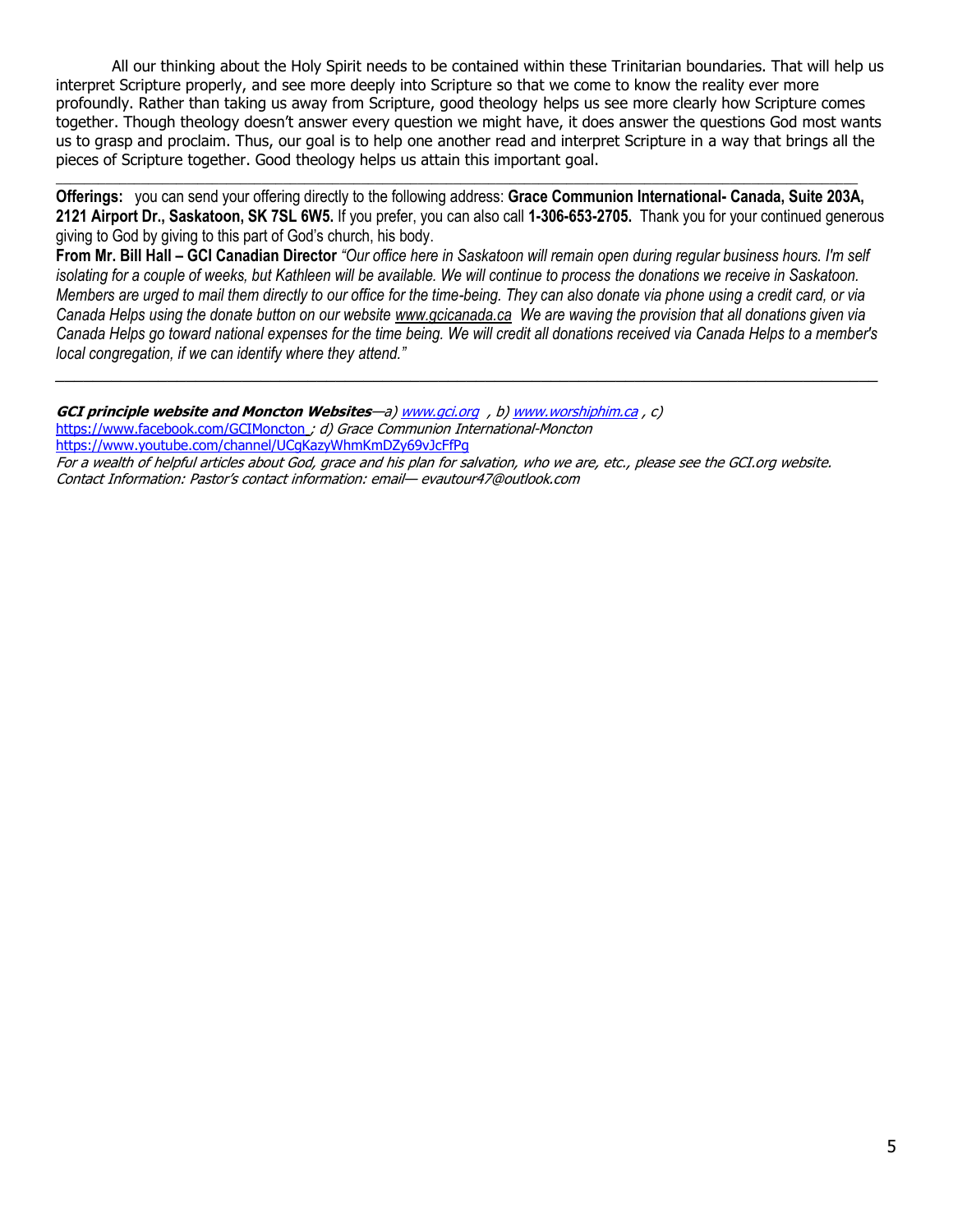All our thinking about the Holy Spirit needs to be contained within these Trinitarian boundaries. That will help us interpret Scripture properly, and see more deeply into Scripture so that we come to know the reality ever more profoundly. Rather than taking us away from Scripture, good theology helps us see more clearly how Scripture comes together. Though theology doesn't answer every question we might have, it does answer the questions God most wants us to grasp and proclaim. Thus, our goal is to help one another read and interpret Scripture in a way that brings all the pieces of Scripture together. Good theology helps us attain this important goal.

---

**Offerings:** you can send your offering directly to the following address: **Grace Communion International- Canada, Suite 203A, 2121 Airport Dr., Saskatoon, SK 7SL 6W5.** If you prefer, you can also call **1-306-653-2705.** Thank you for your continued generous giving to God by giving to this part of God's church, his body.

**From Mr. Bill Hall – GCI Canadian Director** *"Our office here in Saskatoon will remain open during regular business hours. I'm self isolating for a couple of weeks, but Kathleen will be available. We will continue to process the donations we receive in Saskatoon. Members are urged to mail them directly to our office for the time-being. They can also donate via phone using a credit card, or via Canada Helps using the donate button on our website www.gcicanada.ca We are waving the provision that all donations given via Canada Helps go toward national expenses for the time being. We will credit all donations received via Canada Helps to a member's local congregation, if we can identify where they attend."*

---

***GCI principle website and Moncton Websites****—a) www.gci.org , b) www.worshiphim.ca , c)* https://www.facebook.com/GCIMoncton *; d) Grace Communion International-Moncton* https://www.youtube.com/channel/UCgKazyWhmKmDZy69vJcFfPg
*For a wealth of helpful articles about God, grace and his plan for salvation, who we are, etc., please see the GCI.org website.*
*Contact Information: Pastor's contact information: email— evautour47@outlook.com*